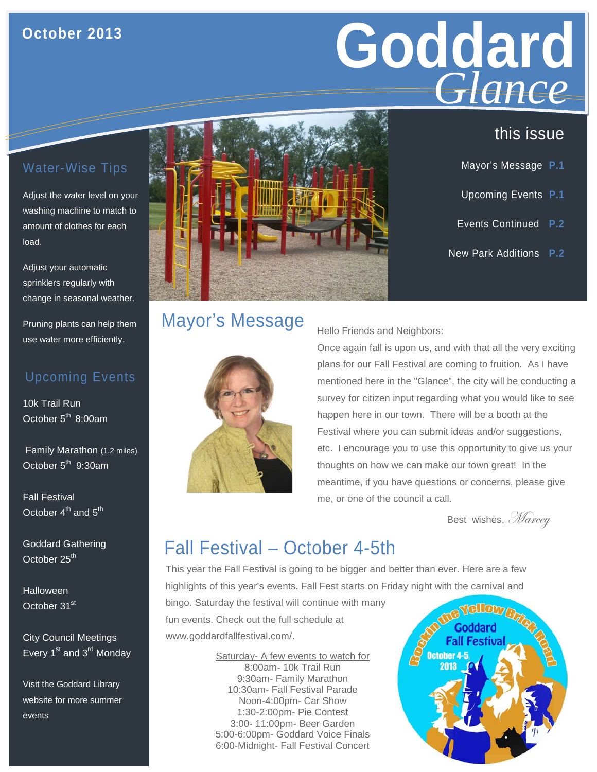October 2013

# Goddard *Glance*

## this issue

Mayor's Message **P.1**

Upcoming Events **P.1**

Events Continued **P.2**

New Park Additions **P.2**

## Water-Wise Tips

Adjust the water level on your washing machine to match to amount of clothes for each load.

Adjust your automatic sprinklers regularly with change in seasonal weather.

Pruning plants can help them use water more efficiently.

## Upcoming Events

10k Trail Run
October 5th 8:00am

Family Marathon (1.2 miles)
October 5th 9:30am

Fall Festival
October 4th and 5th

Goddard Gathering
October 25th

Halloween
October 31st

City Council Meetings
Every 1st and 3rd Monday

Visit the Goddard Library website for more summer events

## Mayor's Message

Hello Friends and Neighbors:

Once again fall is upon us, and with that all the very exciting plans for our Fall Festival are coming to fruition. As I have mentioned here in the "Glance", the city will be conducting a survey for citizen input regarding what you would like to see happen here in our town. There will be a booth at the Festival where you can submit ideas and/or suggestions, etc. I encourage you to use this opportunity to give us your thoughts on how we can make our town great! In the meantime, if you have questions or concerns, please give me, or one of the council a call.

Best wishes, *Marcey*

## Fall Festival – October 4-5th

This year the Fall Festival is going to be bigger and better than ever. Here are a few highlights of this year's events. Fall Fest starts on Friday night with the carnival and bingo. Saturday the festival will continue with many fun events. Check out the full schedule at www.goddardfallfestival.com/.

Saturday- A few events to watch for

8:00am- 10k Trail Run
9:30am- Family Marathon
10:30am- Fall Festival Parade
Noon-4:00pm- Car Show
1:30-2:00pm- Pie Contest
3:00- 11:00pm- Beer Garden
5:00-6:00pm- Goddard Voice Finals
6:00-Midnight- Fall Festival Concert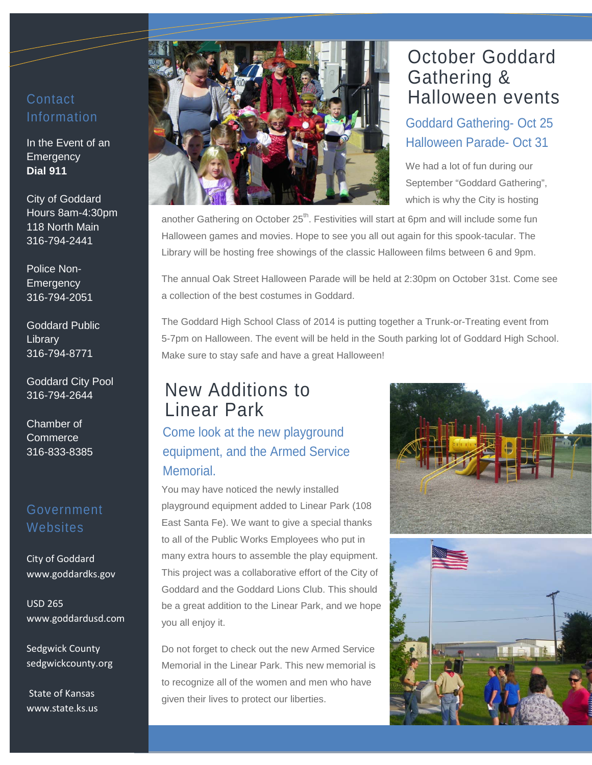## Contact Information

In the Event of an Emergency
**Dial 911**

City of Goddard
Hours 8am-4:30pm
118 North Main
316-794-2441

Police Non-Emergency
316-794-2051

Goddard Public Library
316-794-8771

Goddard City Pool
316-794-2644

Chamber of Commerce
316-833-8385

## Government Websites

City of Goddard
www.goddardks.gov

USD 265
www.goddardusd.com

Sedgwick County
sedgwickcounty.org

State of Kansas
www.state.ks.us

# October Goddard Gathering & Halloween events

### Goddard Gathering- Oct 25
### Halloween Parade- Oct 31

We had a lot of fun during our September "Goddard Gathering", which is why the City is hosting another Gathering on October 25th. Festivities will start at 6pm and will include some fun Halloween games and movies. Hope to see you all out again for this spook-tacular. The Library will be hosting free showings of the classic Halloween films between 6 and 9pm.

The annual Oak Street Halloween Parade will be held at 2:30pm on October 31st. Come see a collection of the best costumes in Goddard.

The Goddard High School Class of 2014 is putting together a Trunk-or-Treating event from 5-7pm on Halloween. The event will be held in the South parking lot of Goddard High School. Make sure to stay safe and have a great Halloween!

# New Additions to Linear Park

### Come look at the new playground equipment, and the Armed Service Memorial.

You may have noticed the newly installed playground equipment added to Linear Park (108 East Santa Fe). We want to give a special thanks to all of the Public Works Employees who put in many extra hours to assemble the play equipment. This project was a collaborative effort of the City of Goddard and the Goddard Lions Club. This should be a great addition to the Linear Park, and we hope you all enjoy it.

Do not forget to check out the new Armed Service Memorial in the Linear Park. This new memorial is to recognize all of the women and men who have given their lives to protect our liberties.